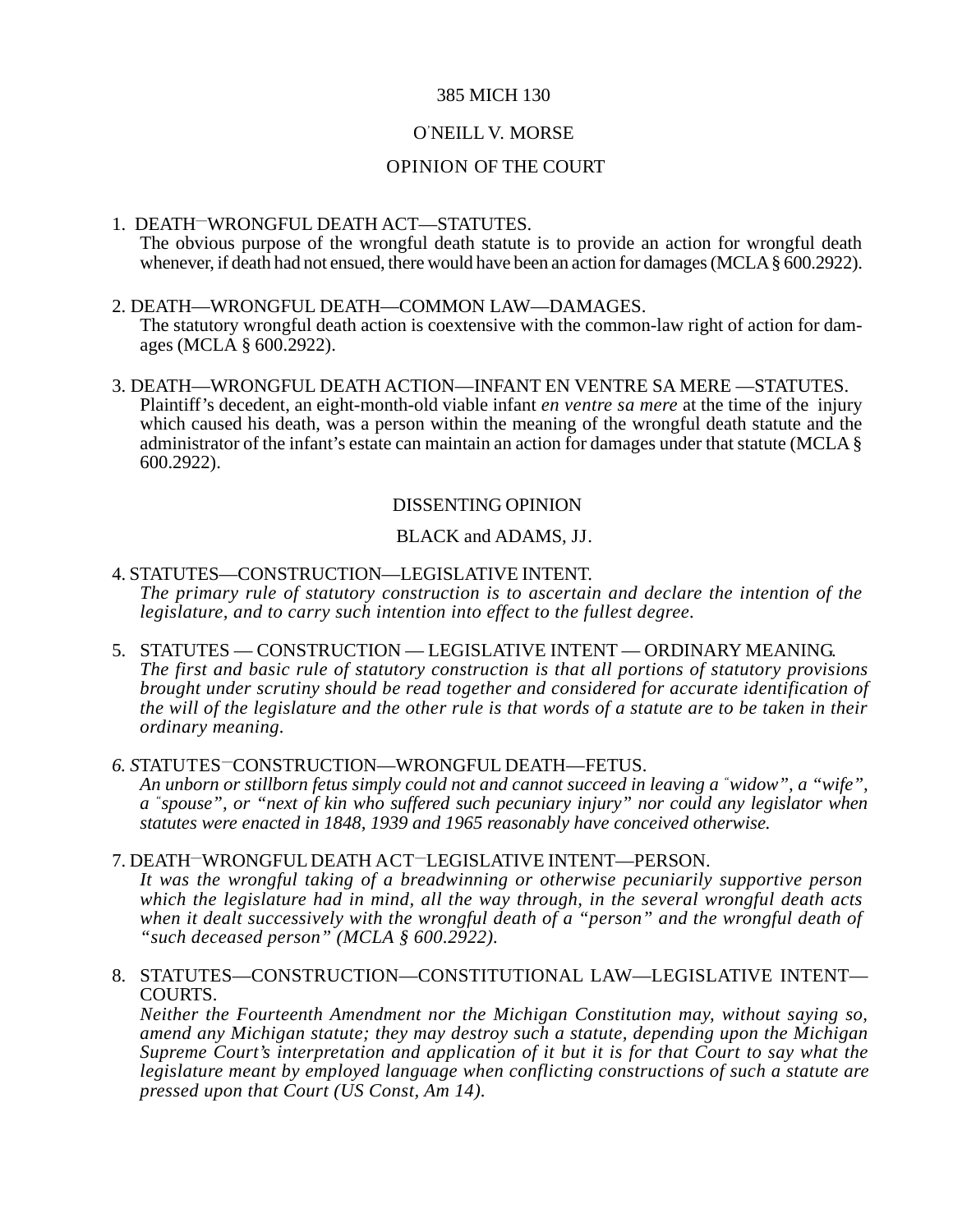385 MICH 130

O'NEILL V. MORSE

OPINION OF THE COURT

1. DEATH—WRONGFUL DEATH ACT—STATUTES.
   The obvious purpose of the wrongful death statute is to provide an action for wrongful death whenever, if death had not ensued, there would have been an action for damages (MCLA § 600.2922).

2. DEATH—WRONGFUL DEATH—COMMON LAW—DAMAGES.
   The statutory wrongful death action is coextensive with the common-law right of action for damages (MCLA § 600.2922).

3. DEATH—WRONGFUL DEATH ACTION—INFANT EN VENTRE SA MERE —STATUTES.
   Plaintiff's decedent, an eight-month-old viable infant *en ventre sa mere* at the time of the injury which caused his death, was a person within the meaning of the wrongful death statute and the administrator of the infant's estate can maintain an action for damages under that statute (MCLA § 600.2922).

DISSENTING OPINION

BLACK and ADAMS, JJ.

4. STATUTES—CONSTRUCTION—LEGISLATIVE INTENT.
   *The primary rule of statutory construction is to ascertain and declare the intention of the legislature, and to carry such intention into effect to the fullest degree.*

5. STATUTES — CONSTRUCTION — LEGISLATIVE INTENT — ORDINARY MEANING.
   *The first and basic rule of statutory construction is that all portions of statutory provisions brought under scrutiny should be read together and considered for accurate identification of the will of the legislature and the other rule is that words of a statute are to be taken in their ordinary meaning.*

6. STATUTES—CONSTRUCTION—WRONGFUL DEATH—FETUS.
   *An unborn or stillborn fetus simply could not and cannot succeed in leaving a "widow", a "wife", a "spouse", or "next of kin who suffered such pecuniary injury" nor could any legislator when statutes were enacted in 1848, 1939 and 1965 reasonably have conceived otherwise.*

7. DEATH—WRONGFUL DEATH ACT—LEGISLATIVE INTENT—PERSON.
   *It was the wrongful taking of a breadwinning or otherwise pecuniarily supportive person which the legislature had in mind, all the way through, in the several wrongful death acts when it dealt successively with the wrongful death of a "person" and the wrongful death of "such deceased person" (MCLA § 600.2922).*

8. STATUTES—CONSTRUCTION—CONSTITUTIONAL LAW—LEGISLATIVE INTENT—COURTS.
   *Neither the Fourteenth Amendment nor the Michigan Constitution may, without saying so, amend any Michigan statute; they may destroy such a statute, depending upon the Michigan Supreme Court's interpretation and application of it but it is for that Court to say what the legislature meant by employed language when conflicting constructions of such a statute are pressed upon that Court (US Const, Am 14).*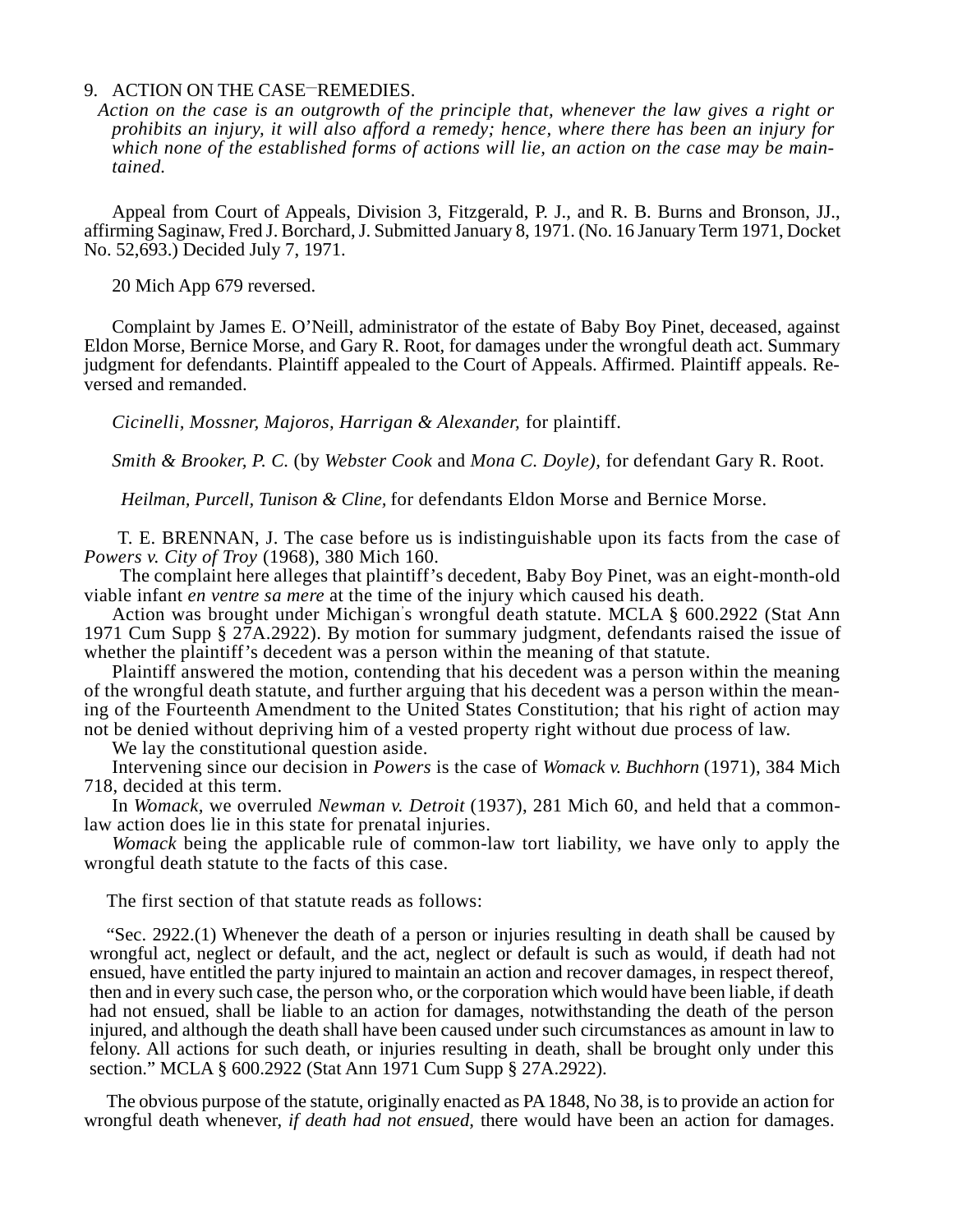9. ACTION ON THE CASE—REMEDIES.

*Action on the case is an outgrowth of the principle that, whenever the law gives a right or prohibits an injury, it will also afford a remedy; hence, where there has been an injury for which none of the established forms of actions will lie, an action on the case may be maintained.*

Appeal from Court of Appeals, Division 3, Fitzgerald, P. J., and R. B. Burns and Bronson, JJ., affirming Saginaw, Fred J. Borchard, J. Submitted January 8, 1971. (No. 16 January Term 1971, Docket No. 52,693.) Decided July 7, 1971.

20 Mich App 679 reversed.

Complaint by James E. O'Neill, administrator of the estate of Baby Boy Pinet, deceased, against Eldon Morse, Bernice Morse, and Gary R. Root, for damages under the wrongful death act. Summary judgment for defendants. Plaintiff appealed to the Court of Appeals. Affirmed. Plaintiff appeals. Reversed and remanded.

*Cicinelli, Mossner, Majoros, Harrigan & Alexander,* for plaintiff.

*Smith & Brooker, P. C.* (by *Webster Cook* and *Mona C. Doyle),* for defendant Gary R. Root.

*Heilman, Purcell, Tunison & Cline,* for defendants Eldon Morse and Bernice Morse.

T. E. BRENNAN, J. The case before us is indistinguishable upon its facts from the case of *Powers v. City of Troy* (1968), 380 Mich 160.

The complaint here alleges that plaintiff's decedent, Baby Boy Pinet, was an eight-month-old viable infant *en ventre sa mere* at the time of the injury which caused his death.

Action was brought under Michigan's wrongful death statute. MCLA § 600.2922 (Stat Ann 1971 Cum Supp § 27A.2922). By motion for summary judgment, defendants raised the issue of whether the plaintiff's decedent was a person within the meaning of that statute.

Plaintiff answered the motion, contending that his decedent was a person within the meaning of the wrongful death statute, and further arguing that his decedent was a person within the meaning of the Fourteenth Amendment to the United States Constitution; that his right of action may not be denied without depriving him of a vested property right without due process of law.

We lay the constitutional question aside.

Intervening since our decision in *Powers* is the case of *Womack v. Buchhorn* (1971), 384 Mich 718, decided at this term.

In *Womack,* we overruled *Newman v. Detroit* (1937), 281 Mich 60, and held that a common-law action does lie in this state for prenatal injuries.

*Womack* being the applicable rule of common-law tort liability, we have only to apply the wrongful death statute to the facts of this case.

The first section of that statute reads as follows:

> "Sec. 2922.(1) Whenever the death of a person or injuries resulting in death shall be caused by wrongful act, neglect or default, and the act, neglect or default is such as would, if death had not ensued, have entitled the party injured to maintain an action and recover damages, in respect thereof, then and in every such case, the person who, or the corporation which would have been liable, if death had not ensued, shall be liable to an action for damages, notwithstanding the death of the person injured, and although the death shall have been caused under such circumstances as amount in law to felony. All actions for such death, or injuries resulting in death, shall be brought only under this section." MCLA § 600.2922 (Stat Ann 1971 Cum Supp § 27A.2922).

The obvious purpose of the statute, originally enacted as PA 1848, No 38, is to provide an action for wrongful death whenever, *if death had not ensued,* there would have been an action for damages.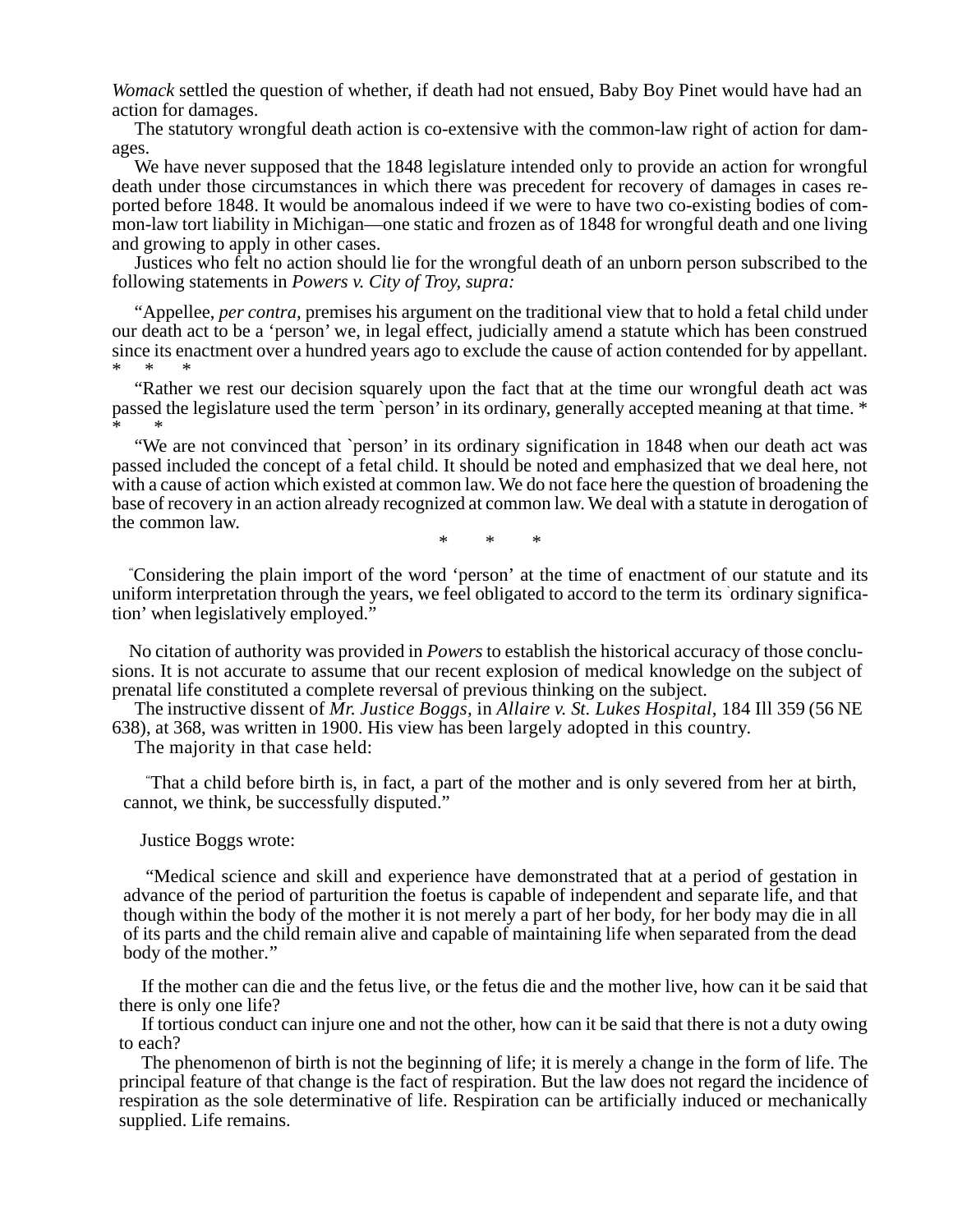*Womack* settled the question of whether, if death had not ensued, Baby Boy Pinet would have had an action for damages.

The statutory wrongful death action is co-extensive with the common-law right of action for damages.

We have never supposed that the 1848 legislature intended only to provide an action for wrongful death under those circumstances in which there was precedent for recovery of damages in cases reported before 1848. It would be anomalous indeed if we were to have two co-existing bodies of common-law tort liability in Michigan—one static and frozen as of 1848 for wrongful death and one living and growing to apply in other cases.

Justices who felt no action should lie for the wrongful death of an unborn person subscribed to the following statements in *Powers v. City of Troy, supra:*

> "Appellee, *per contra*, premises his argument on the traditional view that to hold a fetal child under our death act to be a 'person' we, in legal effect, judicially amend a statute which has been construed since its enactment over a hundred years ago to exclude the cause of action contended for by appellant. * * *
>
> "Rather we rest our decision squarely upon the fact that at the time our wrongful death act was passed the legislature used the term `person' in its ordinary, generally accepted meaning at that time. * * *
>
> "We are not convinced that `person' in its ordinary signification in 1848 when our death act was passed included the concept of a fetal child. It should be noted and emphasized that we deal here, not with a cause of action which existed at common law. We do not face here the question of broadening the base of recovery in an action already recognized at common law. We deal with a statute in derogation of the common law.
>
> \* * *
>
> "Considering the plain import of the word 'person' at the time of enactment of our statute and its uniform interpretation through the years, we feel obligated to accord to the term its `ordinary signification' when legislatively employed."

No citation of authority was provided in *Powers* to establish the historical accuracy of those conclusions. It is not accurate to assume that our recent explosion of medical knowledge on the subject of prenatal life constituted a complete reversal of previous thinking on the subject.

The instructive dissent of *Mr. Justice Boggs*, in *Allaire v. St. Lukes Hospital*, 184 Ill 359 (56 NE 638), at 368, was written in 1900. His view has been largely adopted in this country.

The majority in that case held:

> "That a child before birth is, in fact, a part of the mother and is only severed from her at birth, cannot, we think, be successfully disputed."

Justice Boggs wrote:

> "Medical science and skill and experience have demonstrated that at a period of gestation in advance of the period of parturition the foetus is capable of independent and separate life, and that though within the body of the mother it is not merely a part of her body, for her body may die in all of its parts and the child remain alive and capable of maintaining life when separated from the dead body of the mother."

If the mother can die and the fetus live, or the fetus die and the mother live, how can it be said that there is only one life?

If tortious conduct can injure one and not the other, how can it be said that there is not a duty owing to each?

The phenomenon of birth is not the beginning of life; it is merely a change in the form of life. The principal feature of that change is the fact of respiration. But the law does not regard the incidence of respiration as the sole determinative of life. Respiration can be artificially induced or mechanically supplied. Life remains.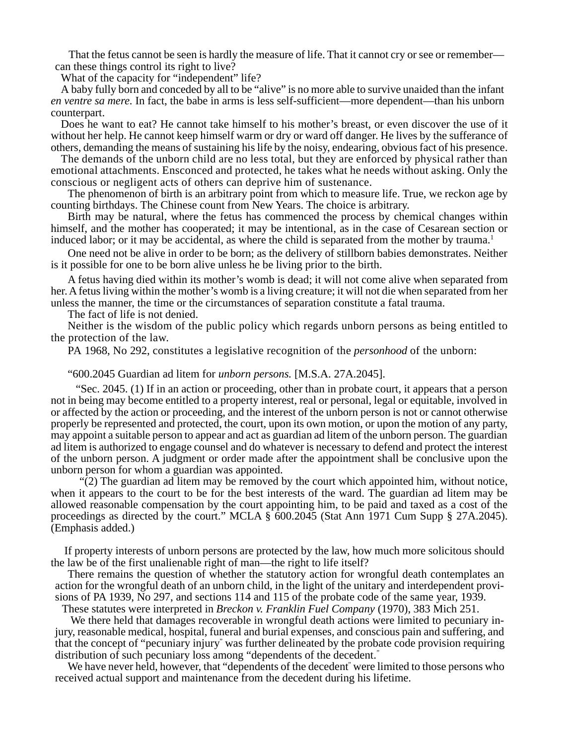That the fetus cannot be seen is hardly the measure of life. That it cannot cry or see or remember—can these things control its right to live?

What of the capacity for "independent" life?

A baby fully born and conceded by all to be "alive" is no more able to survive unaided than the infant *en ventre sa mere.* In fact, the babe in arms is less self-sufficient—more dependent—than his unborn counterpart.

Does he want to eat? He cannot take himself to his mother's breast, or even discover the use of it without her help. He cannot keep himself warm or dry or ward off danger. He lives by the sufferance of others, demanding the means of sustaining his life by the noisy, endearing, obvious fact of his presence.

The demands of the unborn child are no less total, but they are enforced by physical rather than emotional attachments. Ensconced and protected, he takes what he needs without asking. Only the conscious or negligent acts of others can deprive him of sustenance.

The phenomenon of birth is an arbitrary point from which to measure life. True, we reckon age by counting birthdays. The Chinese count from New Years. The choice is arbitrary.

Birth may be natural, where the fetus has commenced the process by chemical changes within himself, and the mother has cooperated; it may be intentional, as in the case of Cesarean section or induced labor; or it may be accidental, as where the child is separated from the mother by trauma.[1]

One need not be alive in order to be born; as the delivery of stillborn babies demonstrates. Neither is it possible for one to be born alive unless he be living prior to the birth.

A fetus having died within its mother's womb is dead; it will not come alive when separated from her. A fetus living within the mother's womb is a living creature; it will not die when separated from her unless the manner, the time or the circumstances of separation constitute a fatal trauma.

The fact of life is not denied.

Neither is the wisdom of the public policy which regards unborn persons as being entitled to the protection of the law.

PA 1968, No 292, constitutes a legislative recognition of the *personhood* of the unborn:

"600.2045 Guardian ad litem for *unborn persons.* [M.S.A. 27A.2045].

"Sec. 2045. (1) If in an action or proceeding, other than in probate court, it appears that a person not in being may become entitled to a property interest, real or personal, legal or equitable, involved in or affected by the action or proceeding, and the interest of the unborn person is not or cannot otherwise properly be represented and protected, the court, upon its own motion, or upon the motion of any party, may appoint a suitable person to appear and act as guardian ad litem of the unborn person. The guardian ad litem is authorized to engage counsel and do whatever is necessary to defend and protect the interest of the unborn person. A judgment or order made after the appointment shall be conclusive upon the unborn person for whom a guardian was appointed.

"(2) The guardian ad litem may be removed by the court which appointed him, without notice, when it appears to the court to be for the best interests of the ward. The guardian ad litem may be allowed reasonable compensation by the court appointing him, to be paid and taxed as a cost of the proceedings as directed by the court." MCLA § 600.2045 (Stat Ann 1971 Cum Supp § 27A.2045). (Emphasis added.)

If property interests of unborn persons are protected by the law, how much more solicitous should the law be of the first unalienable right of man—the right to life itself?

There remains the question of whether the statutory action for wrongful death contemplates an action for the wrongful death of an unborn child, in the light of the unitary and interdependent provisions of PA 1939, No 297, and sections 114 and 115 of the probate code of the same year, 1939.

These statutes were interpreted in *Breckon v. Franklin Fuel Company* (1970), 383 Mich 251.

We there held that damages recoverable in wrongful death actions were limited to pecuniary injury, reasonable medical, hospital, funeral and burial expenses, and conscious pain and suffering, and that the concept of "pecuniary injury" was further delineated by the probate code provision requiring distribution of such pecuniary loss among "dependents of the decedent."

We have never held, however, that "dependents of the decedent" were limited to those persons who received actual support and maintenance from the decedent during his lifetime.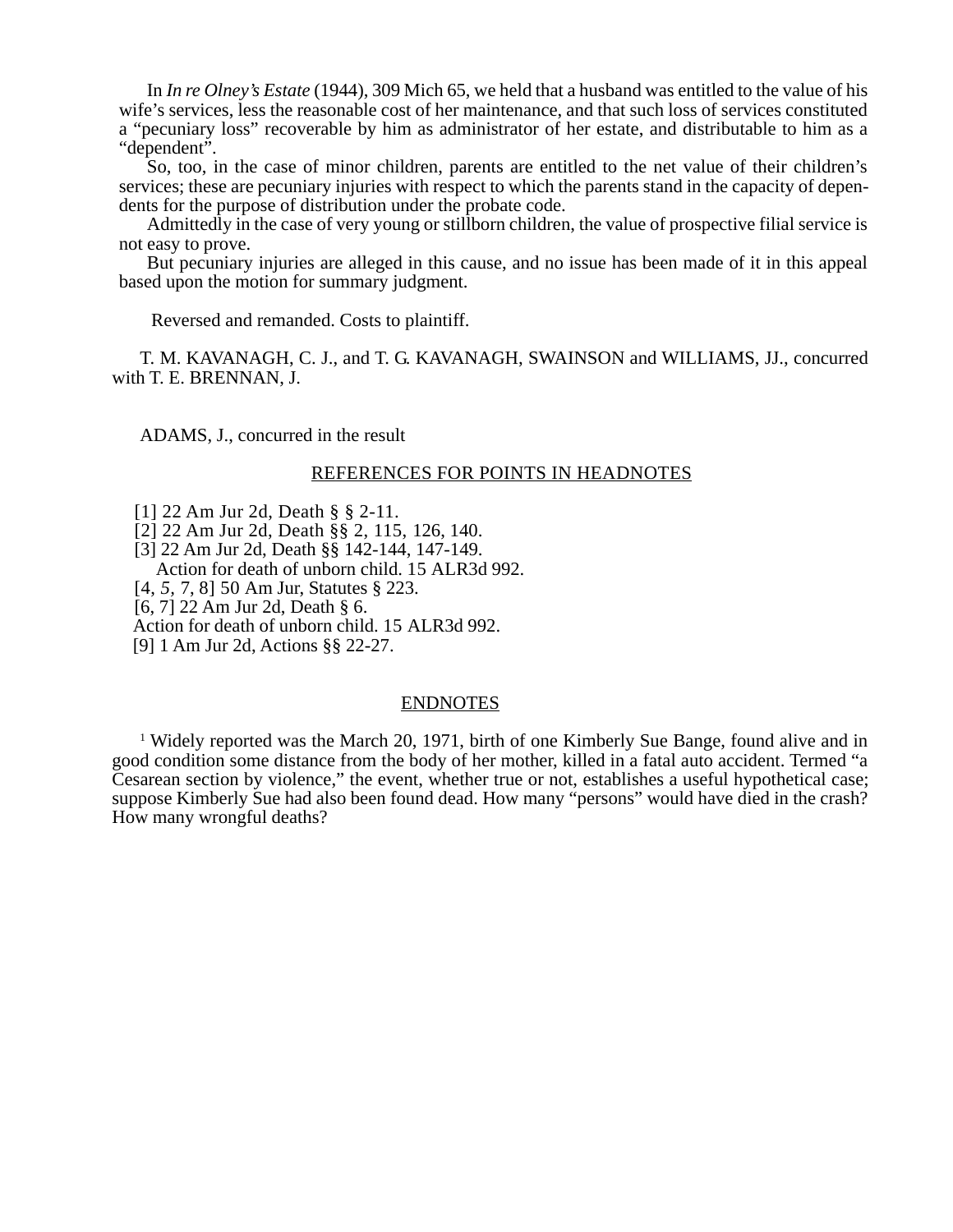In *In re Olney's Estate* (1944), 309 Mich 65, we held that a husband was entitled to the value of his wife's services, less the reasonable cost of her maintenance, and that such loss of services constituted a "pecuniary loss" recoverable by him as administrator of her estate, and distributable to him as a "dependent".

So, too, in the case of minor children, parents are entitled to the net value of their children's services; these are pecuniary injuries with respect to which the parents stand in the capacity of dependents for the purpose of distribution under the probate code.

Admittedly in the case of very young or stillborn children, the value of prospective filial service is not easy to prove.

But pecuniary injuries are alleged in this cause, and no issue has been made of it in this appeal based upon the motion for summary judgment.

Reversed and remanded. Costs to plaintiff.

T. M. KAVANAGH, C. J., and T. G. KAVANAGH, SWAINSON and WILLIAMS, JJ., concurred with T. E. BRENNAN, J.

ADAMS, J., concurred in the result

## REFERENCES FOR POINTS IN HEADNOTES

[1] 22 Am Jur 2d, Death § § 2-11.
[2] 22 Am Jur 2d, Death §§ 2, 115, 126, 140.
[3] 22 Am Jur 2d, Death §§ 142-144, 147-149.
Action for death of unborn child. 15 ALR3d 992.
[4, *5*, 7, 8] 50 Am Jur, Statutes § 223.
[6, 7] 22 Am Jur 2d, Death § 6.
Action for death of unborn child. 15 ALR3d 992.
[9] 1 Am Jur 2d, Actions §§ 22-27.

## ENDNOTES

[1] Widely reported was the March 20, 1971, birth of one Kimberly Sue Bange, found alive and in good condition some distance from the body of her mother, killed in a fatal auto accident. Termed "a Cesarean section by violence," the event, whether true or not, establishes a useful hypothetical case; suppose Kimberly Sue had also been found dead. How many "persons" would have died in the crash? How many wrongful deaths?